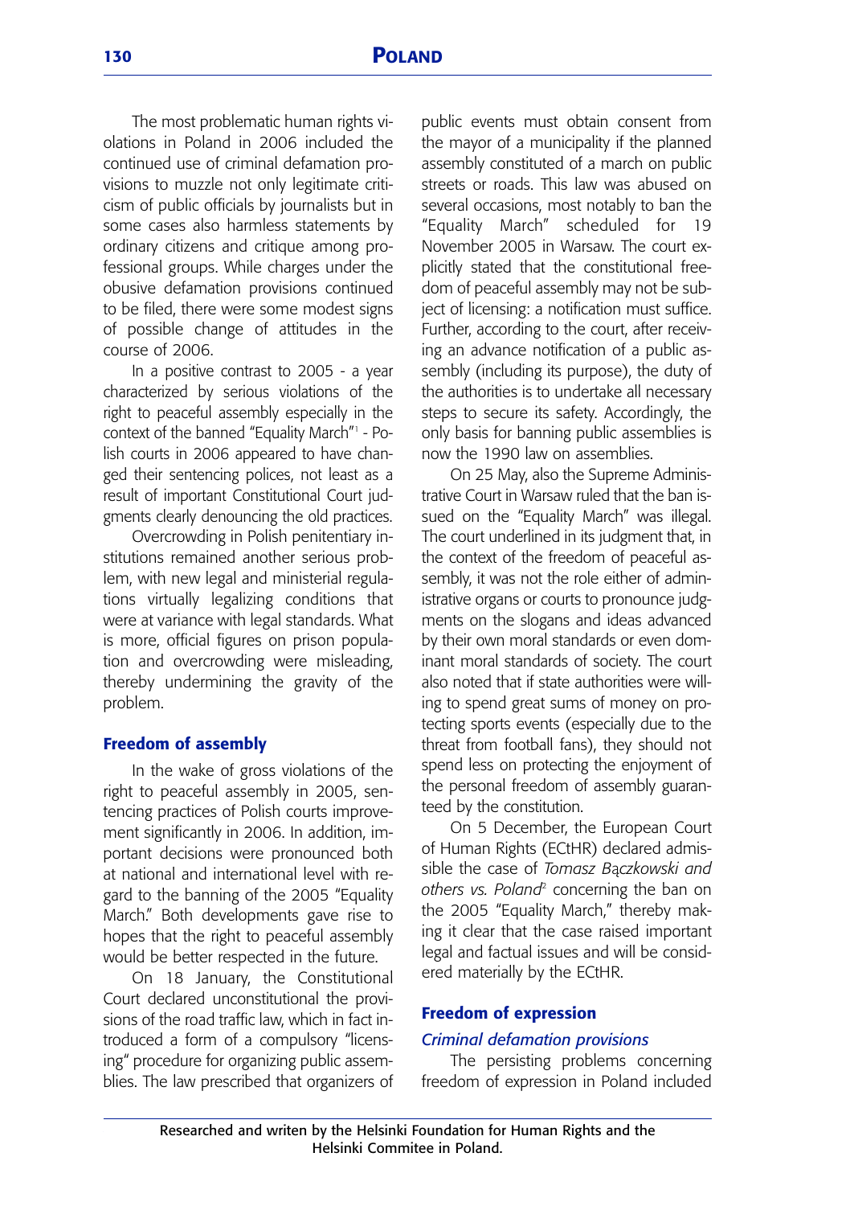The most problematic human rights violations in Poland in 2006 included the continued use of criminal defamation provisions to muzzle not only legitimate criticism of public officials by journalists but in some cases also harmless statements by ordinary citizens and critique among professional groups. While charges under the obusive defamation provisions continued to be filed, there were some modest signs of possible change of attitudes in the course of 2006.

In a positive contrast to 2005 - a year characterized by serious violations of the right to peaceful assembly especially in the context of the banned "Equality March"[1] - Polish courts in 2006 appeared to have changed their sentencing polices, not least as a result of important Constitutional Court judgments clearly denouncing the old practices.

Overcrowding in Polish penitentiary institutions remained another serious problem, with new legal and ministerial regulations virtually legalizing conditions that were at variance with legal standards. What is more, official figures on prison population and overcrowding were misleading, thereby undermining the gravity of the problem.

## Freedom of assembly

In the wake of gross violations of the right to peaceful assembly in 2005, sentencing practices of Polish courts improvement significantly in 2006. In addition, important decisions were pronounced both at national and international level with regard to the banning of the 2005 "Equality March." Both developments gave rise to hopes that the right to peaceful assembly would be better respected in the future.

On 18 January, the Constitutional Court declared unconstitutional the provisions of the road traffic law, which in fact introduced a form of a compulsory "licensing" procedure for organizing public assemblies. The law prescribed that organizers of public events must obtain consent from the mayor of a municipality if the planned assembly constituted of a march on public streets or roads. This law was abused on several occasions, most notably to ban the "Equality March" scheduled for 19 November 2005 in Warsaw. The court explicitly stated that the constitutional freedom of peaceful assembly may not be subject of licensing: a notification must suffice. Further, according to the court, after receiving an advance notification of a public assembly (including its purpose), the duty of the authorities is to undertake all necessary steps to secure its safety. Accordingly, the only basis for banning public assemblies is now the 1990 law on assemblies.

On 25 May, also the Supreme Administrative Court in Warsaw ruled that the ban issued on the "Equality March" was illegal. The court underlined in its judgment that, in the context of the freedom of peaceful assembly, it was not the role either of administrative organs or courts to pronounce judgments on the slogans and ideas advanced by their own moral standards or even dominant moral standards of society. The court also noted that if state authorities were willing to spend great sums of money on protecting sports events (especially due to the threat from football fans), they should not spend less on protecting the enjoyment of the personal freedom of assembly guaranteed by the constitution.

On 5 December, the European Court of Human Rights (ECtHR) declared admissible the case of *Tomasz Bączkowski and others vs. Poland*[2] concerning the ban on the 2005 "Equality March," thereby making it clear that the case raised important legal and factual issues and will be considered materially by the ECtHR.

## Freedom of expression

### *Criminal defamation provisions*

The persisting problems concerning freedom of expression in Poland included

Researched and writen by the Helsinki Foundation for Human Rights and the Helsinki Commitee in Poland.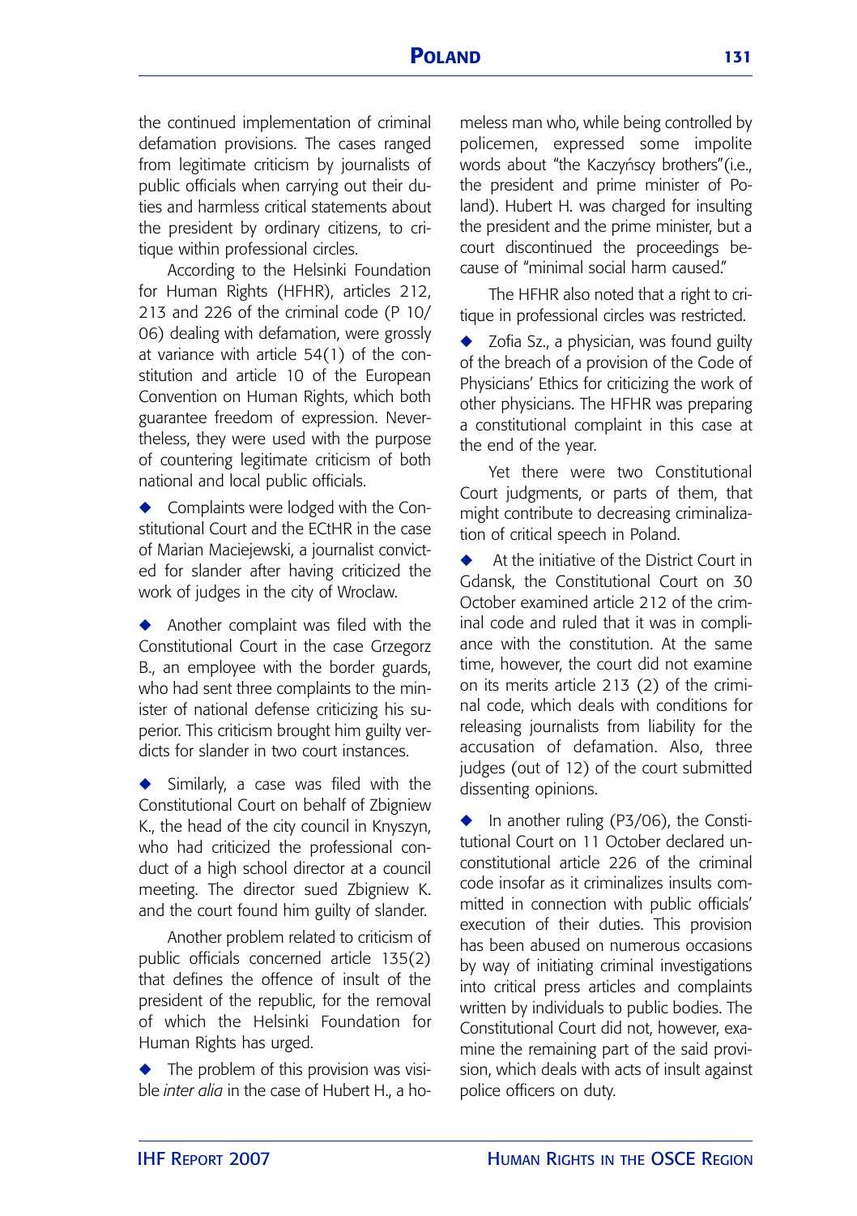the continued implementation of criminal defamation provisions. The cases ranged from legitimate criticism by journalists of public officials when carrying out their duties and harmless critical statements about the president by ordinary citizens, to critique within professional circles.

According to the Helsinki Foundation for Human Rights (HFHR), articles 212, 213 and 226 of the criminal code (P 10/06) dealing with defamation, were grossly at variance with article 54(1) of the constitution and article 10 of the European Convention on Human Rights, which both guarantee freedom of expression. Nevertheless, they were used with the purpose of countering legitimate criticism of both national and local public officials.

- Complaints were lodged with the Constitutional Court and the ECtHR in the case of Marian Maciejewski, a journalist convicted for slander after having criticized the work of judges in the city of Wroclaw.

- Another complaint was filed with the Constitutional Court in the case Grzegorz B., an employee with the border guards, who had sent three complaints to the minister of national defense criticizing his superior. This criticism brought him guilty verdicts for slander in two court instances.

- Similarly, a case was filed with the Constitutional Court on behalf of Zbigniew K., the head of the city council in Knyszyn, who had criticized the professional conduct of a high school director at a council meeting. The director sued Zbigniew K. and the court found him guilty of slander.

Another problem related to criticism of public officials concerned article 135(2) that defines the offence of insult of the president of the republic, for the removal of which the Helsinki Foundation for Human Rights has urged.

- The problem of this provision was visible *inter alia* in the case of Hubert H., a homeless man who, while being controlled by policemen, expressed some impolite words about "the Kaczyńscy brothers"(i.e., the president and prime minister of Poland). Hubert H. was charged for insulting the president and the prime minister, but a court discontinued the proceedings because of "minimal social harm caused."

The HFHR also noted that a right to critique in professional circles was restricted.

- Zofia Sz., a physician, was found guilty of the breach of a provision of the Code of Physicians' Ethics for criticizing the work of other physicians. The HFHR was preparing a constitutional complaint in this case at the end of the year.

Yet there were two Constitutional Court judgments, or parts of them, that might contribute to decreasing criminalization of critical speech in Poland.

- At the initiative of the District Court in Gdansk, the Constitutional Court on 30 October examined article 212 of the criminal code and ruled that it was in compliance with the constitution. At the same time, however, the court did not examine on its merits article 213 (2) of the criminal code, which deals with conditions for releasing journalists from liability for the accusation of defamation. Also, three judges (out of 12) of the court submitted dissenting opinions.

- In another ruling (P3/06), the Constitutional Court on 11 October declared unconstitutional article 226 of the criminal code insofar as it criminalizes insults committed in connection with public officials' execution of their duties. This provision has been abused on numerous occasions by way of initiating criminal investigations into critical press articles and complaints written by individuals to public bodies. The Constitutional Court did not, however, examine the remaining part of the said provision, which deals with acts of insult against police officers on duty.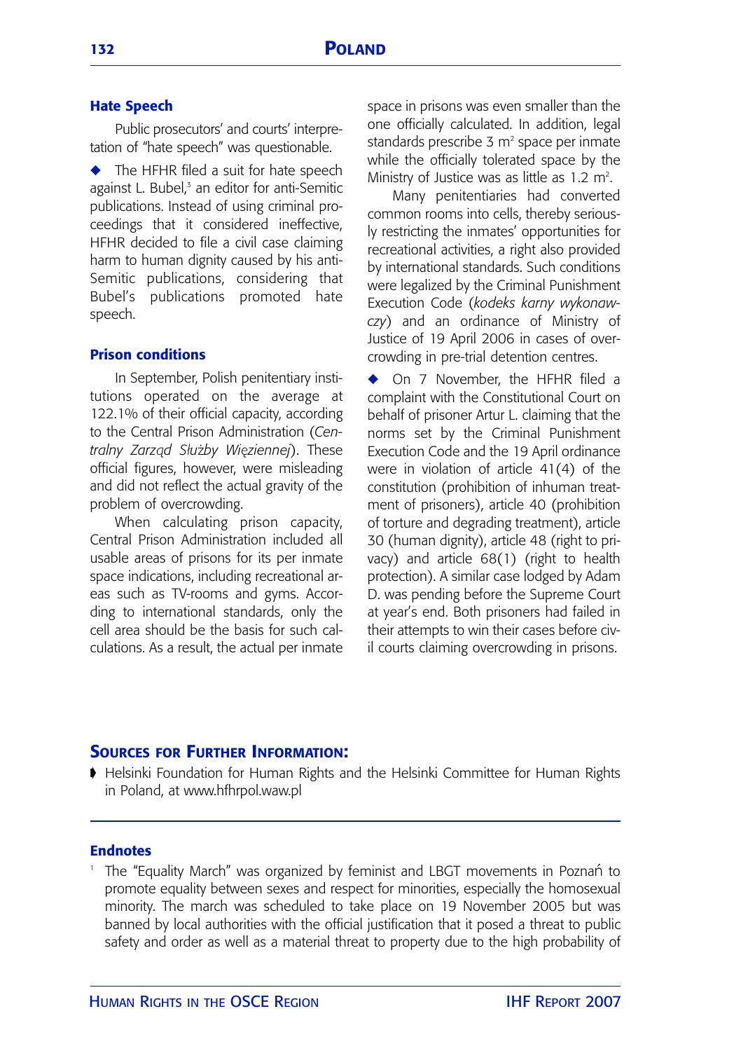### Hate Speech

Public prosecutors' and courts' interpretation of "hate speech" was questionable.

◆ The HFHR filed a suit for hate speech against L. Bubel,[3] an editor for anti-Semitic publications. Instead of using criminal proceedings that it considered ineffective, HFHR decided to file a civil case claiming harm to human dignity caused by his anti-Semitic publications, considering that Bubel's publications promoted hate speech.

### Prison conditions

In September, Polish penitentiary institutions operated on the average at 122.1% of their official capacity, according to the Central Prison Administration (*Centralny Zarząd Służby Więziennej*). These official figures, however, were misleading and did not reflect the actual gravity of the problem of overcrowding.

When calculating prison capacity, Central Prison Administration included all usable areas of prisons for its per inmate space indications, including recreational areas such as TV-rooms and gyms. According to international standards, only the cell area should be the basis for such calculations. As a result, the actual per inmate space in prisons was even smaller than the one officially calculated. In addition, legal standards prescribe 3 $m^2$ space per inmate while the officially tolerated space by the Ministry of Justice was as little as 1.2 $m^2$.

Many penitentiaries had converted common rooms into cells, thereby seriously restricting the inmates' opportunities for recreational activities, a right also provided by international standards. Such conditions were legalized by the Criminal Punishment Execution Code (*kodeks karny wykonawczy*) and an ordinance of Ministry of Justice of 19 April 2006 in cases of overcrowding in pre-trial detention centres.

◆ On 7 November, the HFHR filed a complaint with the Constitutional Court on behalf of prisoner Artur L. claiming that the norms set by the Criminal Punishment Execution Code and the 19 April ordinance were in violation of article 41(4) of the constitution (prohibition of inhuman treatment of prisoners), article 40 (prohibition of torture and degrading treatment), article 30 (human dignity), article 48 (right to privacy) and article 68(1) (right to health protection). A similar case lodged by Adam D. was pending before the Supreme Court at year's end. Both prisoners had failed in their attempts to win their cases before civil courts claiming overcrowding in prisons.

## Sources for Further Information:

- Helsinki Foundation for Human Rights and the Helsinki Committee for Human Rights in Poland, at www.hfhrpol.waw.pl

### Endnotes

[1] The "Equality March" was organized by feminist and LBGT movements in Poznań to promote equality between sexes and respect for minorities, especially the homosexual minority. The march was scheduled to take place on 19 November 2005 but was banned by local authorities with the official justification that it posed a threat to public safety and order as well as a material threat to property due to the high probability of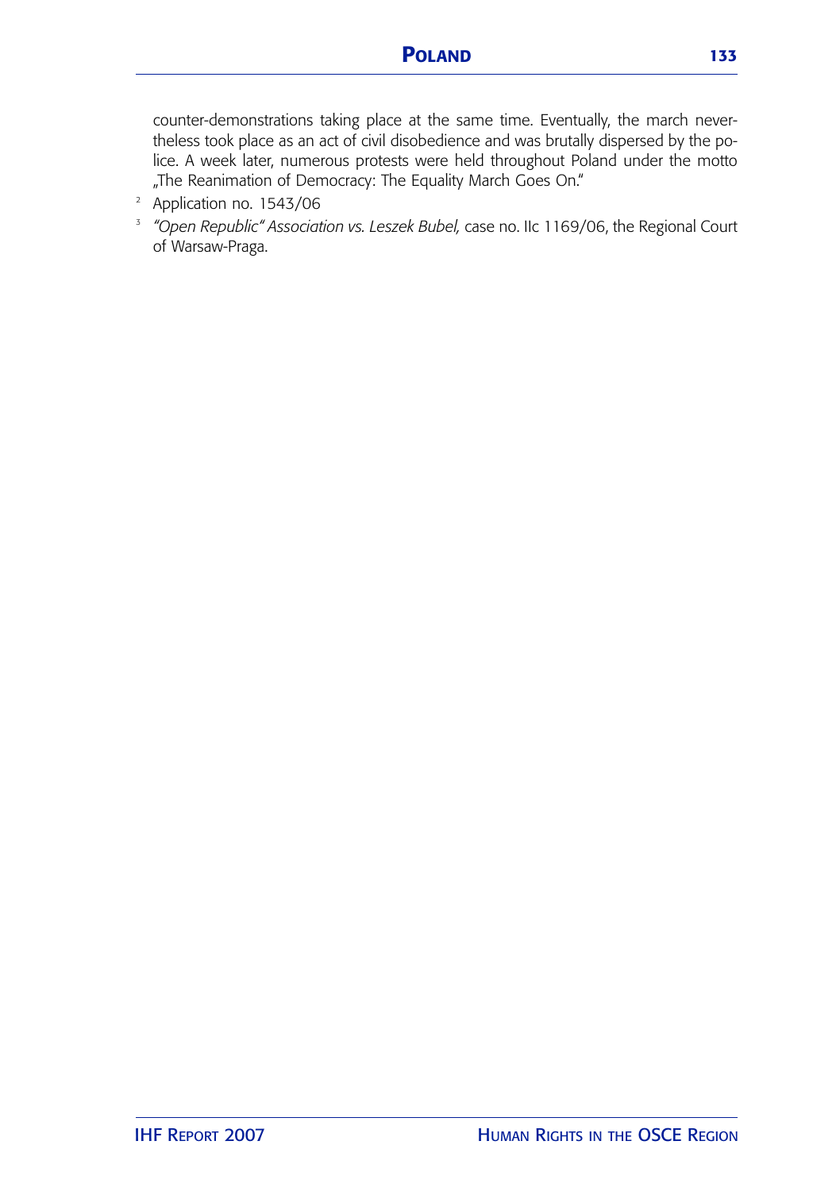counter-demonstrations taking place at the same time. Eventually, the march nevertheless took place as an act of civil disobedience and was brutally dispersed by the police. A week later, numerous protests were held throughout Poland under the motto „The Reanimation of Democracy: The Equality March Goes On."

[2] Application no. 1543/06

[3] *"Open Republic" Association vs. Leszek Bubel,* case no. IIc 1169/06, the Regional Court of Warsaw-Praga.